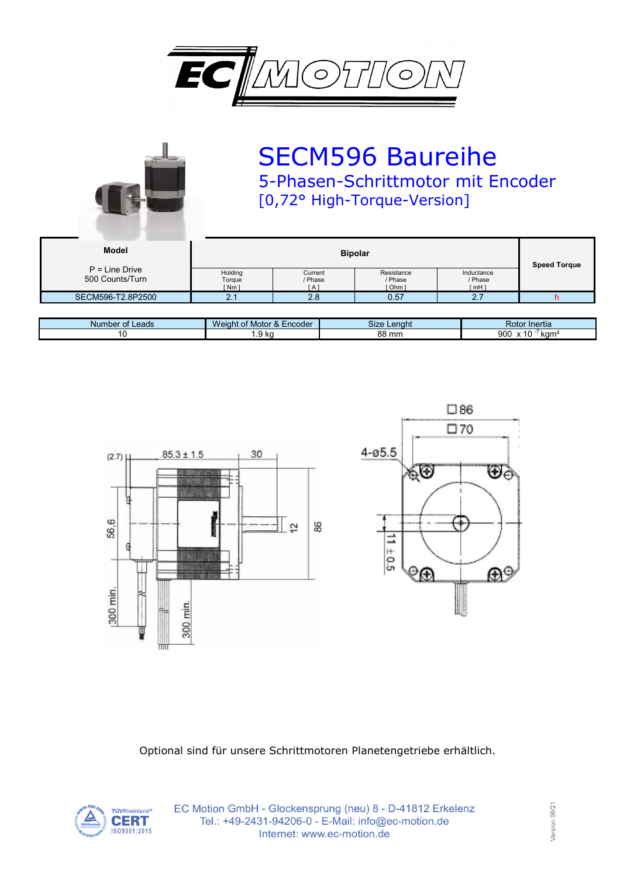# SECM596 Baureihe

## 5-Phasen-Schrittmotor mit Encoder

## [0,72° High-Torque-Version]

| Model<br>P = Line Drive<br>500 Counts/Turn | Bipolar | | | | Speed Torque |
|---|---|---|---|---|---|
| | Holding Torque [ Nm ] | Current / Phase [ A ] | Resistance / Phase [ Ohm ] | Inductance / Phase [ mH ] | |
| SECM596-T2.8P2500 | 2.1 | 2.8 | 0.57 | 2.7 | h |

| Number of Leads | Weight of Motor & Encoder | Size Lenght | Rotor Inertia |
|---|---|---|---|
| 10 | 1.9 kg | 88 mm | $900 \times 10^{-7}$ kgm² |

Optional sind für unsere Schrittmotoren Planetengetriebe erhältlich.

EC Motion GmbH - Glockensprung (neu) 8 - D-41812 Erkelenz
Tel.: +49-2431-94206-0 - E-Mail: info@ec-motion.de
Internet: www.ec-motion.de

Version 06/21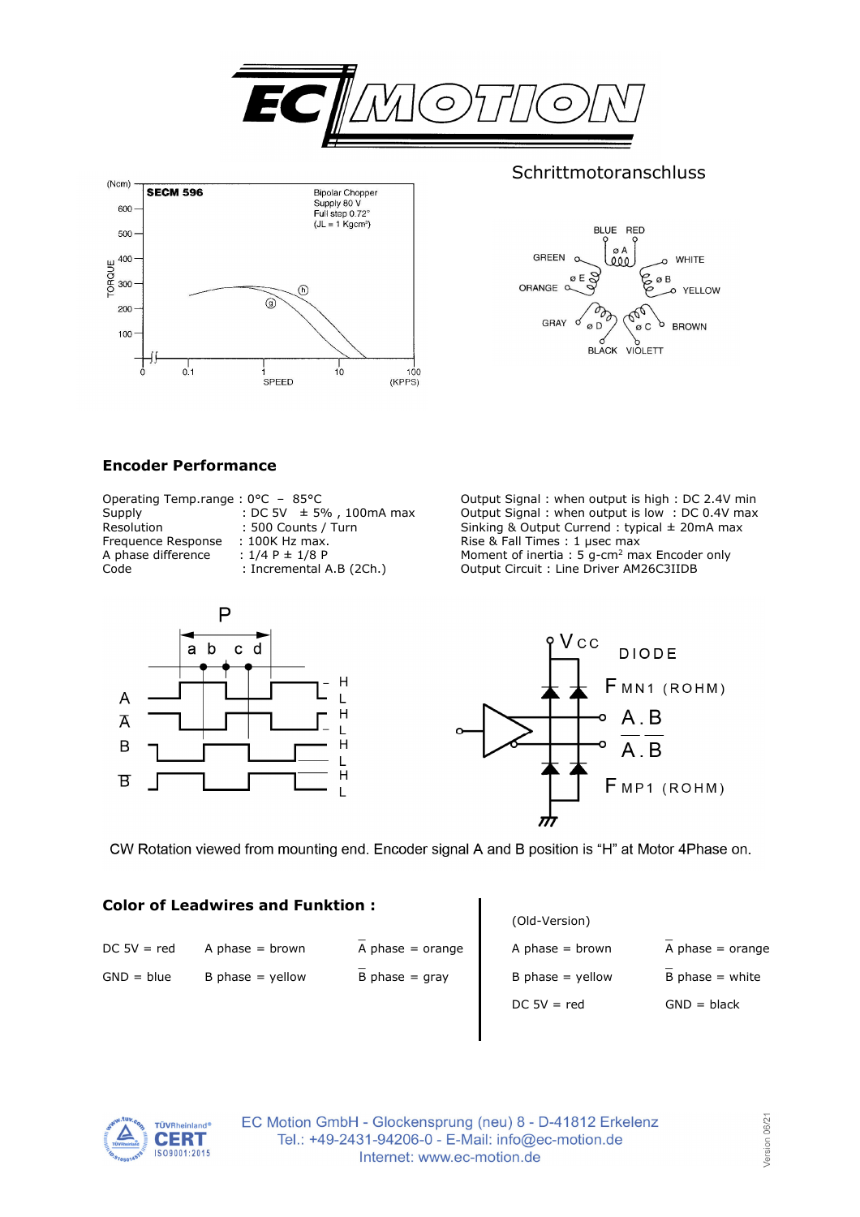EC MOTION

(Ncm)
SECM 596
Bipolar Chopper
Supply 80 V
Full step 0.72°
(JL = 1 Kgcm²)

600
500
400
300
200
100
TORQUE
0
0.1
1
10
100
SPEED
(KPPS)

## Schrittmotoranschluss

BLUE RED
ø A
GREEN
WHITE
ø E
ø B
ORANGE
YELLOW
GRAY
ø D
ø C
BROWN
BLACK VIOLETT

### Encoder Performance

Operating Temp.range : 0°C – 85°C
Supply : DC 5V ± 5% , 100mA max
Resolution : 500 Counts / Turn
Frequence Response : 100K Hz max.
A phase difference : 1/4 P ± 1/8 P
Code : Incremental A.B (2Ch.)

Output Signal : when output is high : DC 2.4V min
Output Signal : when output is low : DC 0.4V max
Sinking & Output Currend : typical ± 20mA max
Rise & Fall Times : 1 µsec max
Moment of inertia : 5 g-cm² max Encoder only
Output Circuit : Line Driver AM26C3IIDB

P
a b c d
A
$\overline{A}$
B
$\overline{B}$
H
L
H
L
H
L
H
L

Vcc
DIODE
F MN1 (ROHM)
A.B
$\overline{A}.\overline{B}$
F MP1 (ROHM)

CW Rotation viewed from mounting end. Encoder signal A and B position is "H" at Motor 4Phase on.

### Color of Leadwires and Funktion :

DC 5V = red
GND = blue

A phase = brown
B phase = yellow

$\overline{A}$ phase = orange
$\overline{B}$ phase = gray

(Old-Version)

A phase = brown
B phase = yellow
DC 5V = red

$\overline{A}$ phase = orange
$\overline{B}$ phase = white
GND = black

TÜVRheinland® CERT ISO9001:2015

EC Motion GmbH - Glockensprung (neu) 8 - D-41812 Erkelenz
Tel.: +49-2431-94206-0 - E-Mail: info@ec-motion.de
Internet: www.ec-motion.de

Version 06/21